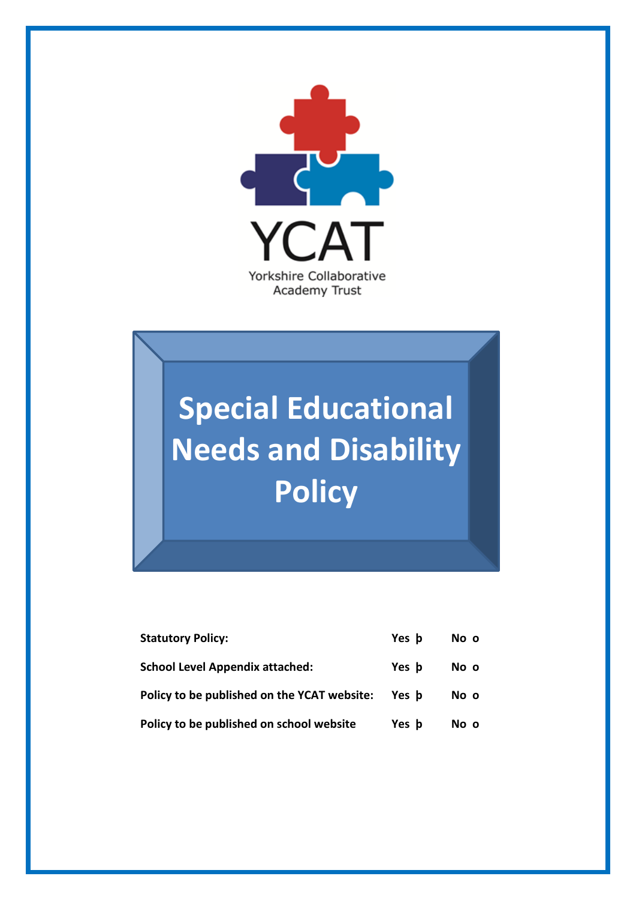YCAT

Yorkshire Collaborative Academy Trust

# Special Educational Needs and Disability Policy

| | | |
|---|---|---|
| **Statutory Policy:** | **Yes þ** | **No o** |
| **School Level Appendix attached:** | **Yes þ** | **No o** |
| **Policy to be published on the YCAT website:** | **Yes þ** | **No o** |
| **Policy to be published on school website** | **Yes þ** | **No o** |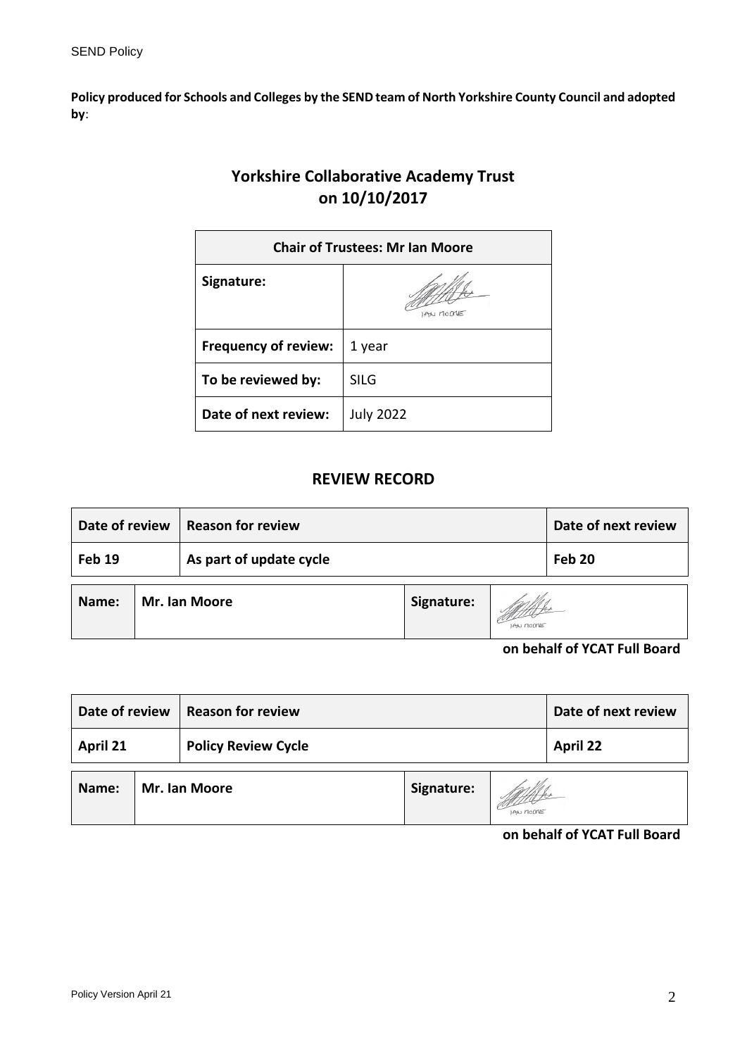**Policy produced for Schools and Colleges by the SEND team of North Yorkshire County Council and adopted by**:

## Yorkshire Collaborative Academy Trust on 10/10/2017

| Chair of Trustees: Mr Ian Moore | |
|---|---|
| **Signature:** | |
| **Frequency of review:** | 1 year |
| **To be reviewed by:** | SILG |
| **Date of next review:** | July 2022 |

## REVIEW RECORD

| Date of review | Reason for review | Date of next review |
|---|---|---|
| Feb 19 | As part of update cycle | Feb 20 |

| Name: | Mr. Ian Moore | Signature: | |
|---|---|---|---|

**on behalf of YCAT Full Board**

| Date of review | Reason for review | Date of next review |
|---|---|---|
| April 21 | Policy Review Cycle | April 22 |

| Name: | Mr. Ian Moore | Signature: | |
|---|---|---|---|

**on behalf of YCAT Full Board**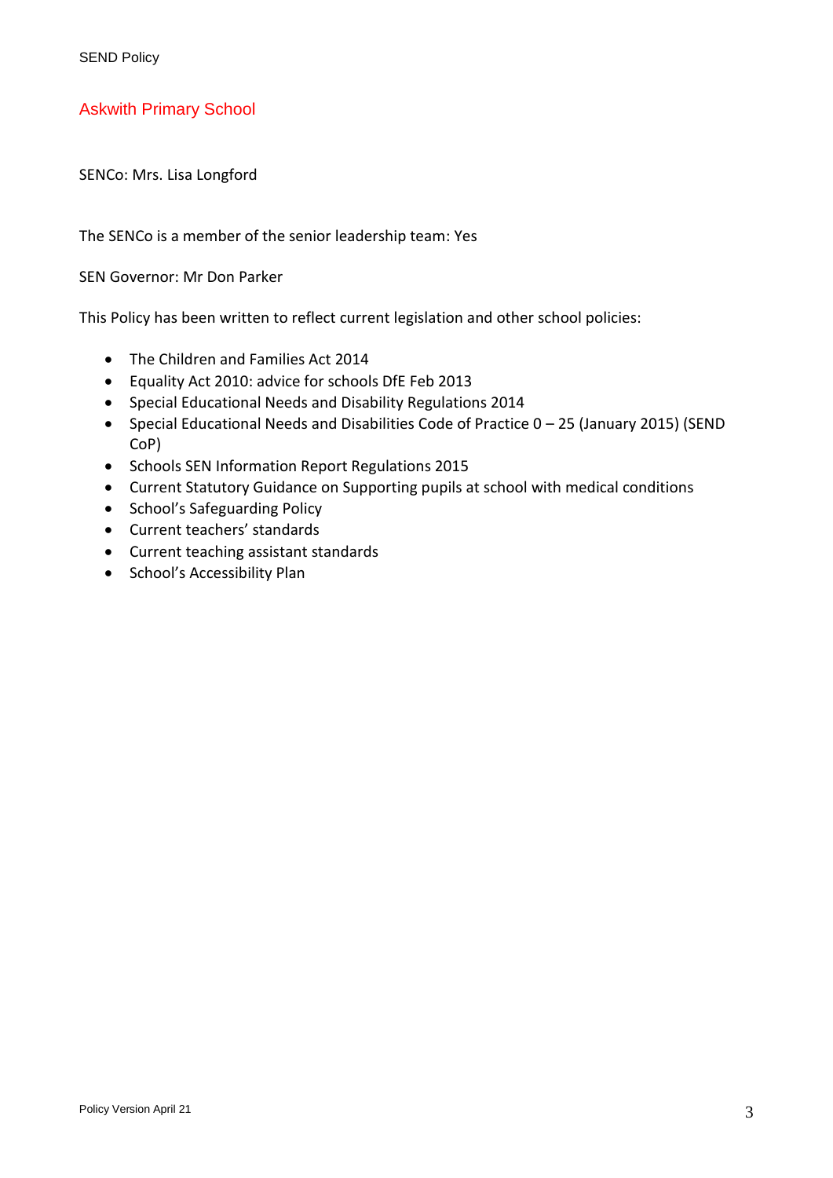## Askwith Primary School

SENCo: Mrs. Lisa Longford

The SENCo is a member of the senior leadership team: Yes

SEN Governor: Mr Don Parker

This Policy has been written to reflect current legislation and other school policies:

- The Children and Families Act 2014
- Equality Act 2010: advice for schools DfE Feb 2013
- Special Educational Needs and Disability Regulations 2014
- Special Educational Needs and Disabilities Code of Practice 0 – 25 (January 2015) (SEND CoP)
- Schools SEN Information Report Regulations 2015
- Current Statutory Guidance on Supporting pupils at school with medical conditions
- School's Safeguarding Policy
- Current teachers' standards
- Current teaching assistant standards
- School's Accessibility Plan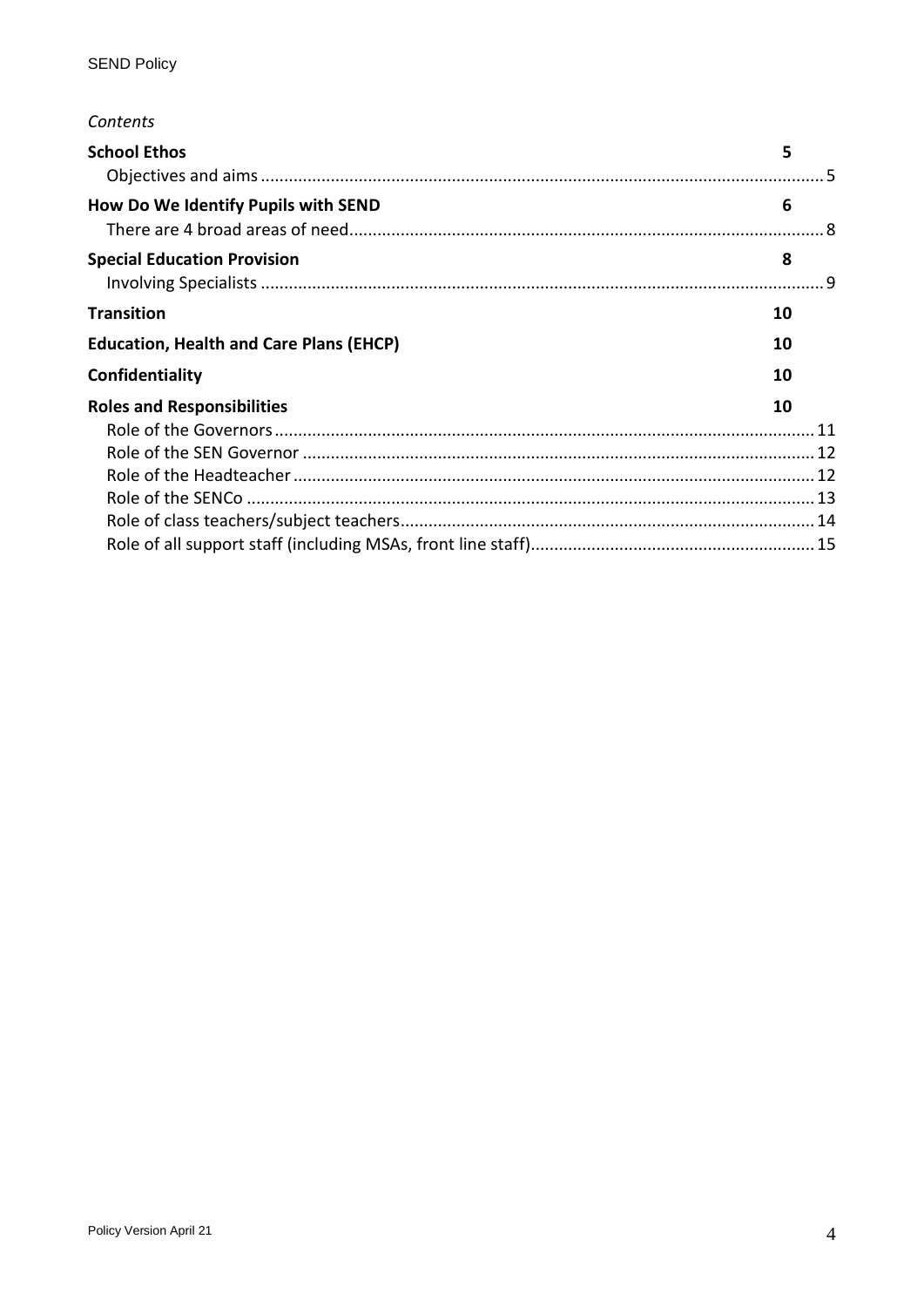*Contents*

| | |
|---|---|
| **School Ethos** | **5** |
| Objectives and aims | 5 |
| **How Do We Identify Pupils with SEND** | **6** |
| There are 4 broad areas of need | 8 |
| **Special Education Provision** | **8** |
| Involving Specialists | 9 |
| **Transition** | **10** |
| **Education, Health and Care Plans (EHCP)** | **10** |
| **Confidentiality** | **10** |
| **Roles and Responsibilities** | **10** |
| Role of the Governors | 11 |
| Role of the SEN Governor | 12 |
| Role of the Headteacher | 12 |
| Role of the SENCo | 13 |
| Role of class teachers/subject teachers | 14 |
| Role of all support staff (including MSAs, front line staff) | 15 |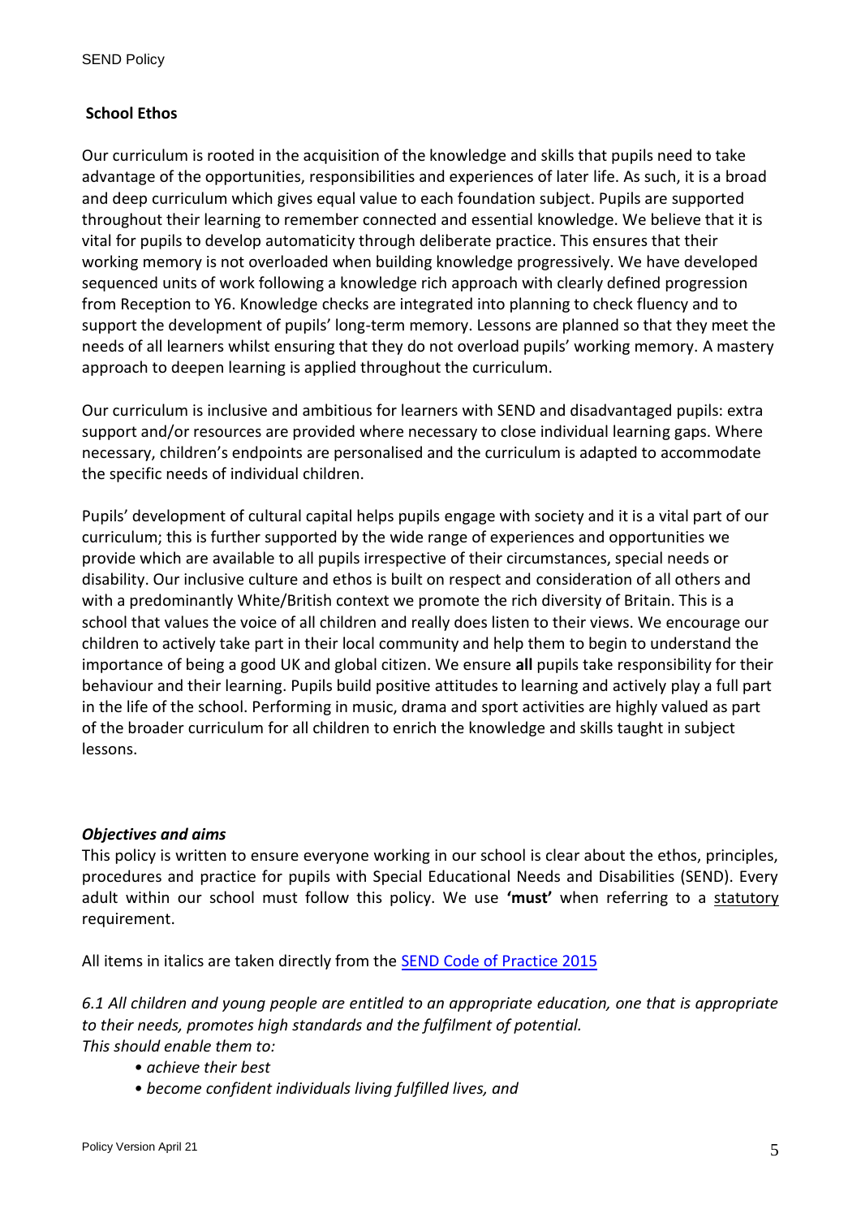## School Ethos

Our curriculum is rooted in the acquisition of the knowledge and skills that pupils need to take advantage of the opportunities, responsibilities and experiences of later life. As such, it is a broad and deep curriculum which gives equal value to each foundation subject. Pupils are supported throughout their learning to remember connected and essential knowledge. We believe that it is vital for pupils to develop automaticity through deliberate practice. This ensures that their working memory is not overloaded when building knowledge progressively. We have developed sequenced units of work following a knowledge rich approach with clearly defined progression from Reception to Y6. Knowledge checks are integrated into planning to check fluency and to support the development of pupils' long-term memory. Lessons are planned so that they meet the needs of all learners whilst ensuring that they do not overload pupils' working memory. A mastery approach to deepen learning is applied throughout the curriculum.

Our curriculum is inclusive and ambitious for learners with SEND and disadvantaged pupils: extra support and/or resources are provided where necessary to close individual learning gaps. Where necessary, children's endpoints are personalised and the curriculum is adapted to accommodate the specific needs of individual children.

Pupils' development of cultural capital helps pupils engage with society and it is a vital part of our curriculum; this is further supported by the wide range of experiences and opportunities we provide which are available to all pupils irrespective of their circumstances, special needs or disability. Our inclusive culture and ethos is built on respect and consideration of all others and with a predominantly White/British context we promote the rich diversity of Britain. This is a school that values the voice of all children and really does listen to their views. We encourage our children to actively take part in their local community and help them to begin to understand the importance of being a good UK and global citizen. We ensure **all** pupils take responsibility for their behaviour and their learning. Pupils build positive attitudes to learning and actively play a full part in the life of the school. Performing in music, drama and sport activities are highly valued as part of the broader curriculum for all children to enrich the knowledge and skills taught in subject lessons.

### *Objectives and aims*

This policy is written to ensure everyone working in our school is clear about the ethos, principles, procedures and practice for pupils with Special Educational Needs and Disabilities (SEND). Every adult within our school must follow this policy. We use **'must'** when referring to a statutory requirement.

All items in italics are taken directly from the [SEND Code of Practice 2015]()

*6.1 All children and young people are entitled to an appropriate education, one that is appropriate to their needs, promotes high standards and the fulfilment of potential.*
*This should enable them to:*

- *achieve their best*
- *become confident individuals living fulfilled lives, and*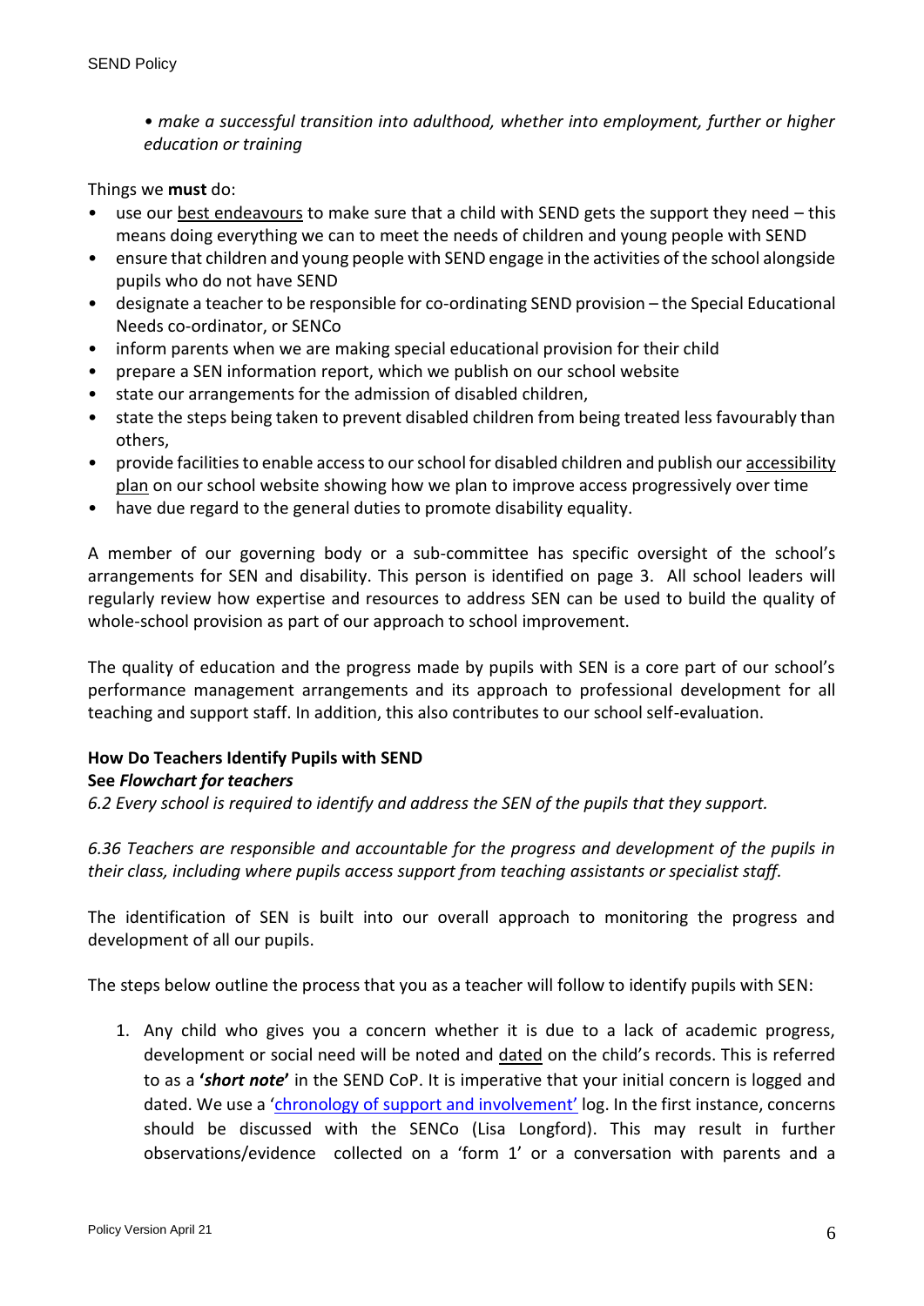*• make a successful transition into adulthood, whether into employment, further or higher education or training*

Things we **must** do:

- use our best endeavours to make sure that a child with SEND gets the support they need – this means doing everything we can to meet the needs of children and young people with SEND
- ensure that children and young people with SEND engage in the activities of the school alongside pupils who do not have SEND
- designate a teacher to be responsible for co-ordinating SEND provision – the Special Educational Needs co-ordinator, or SENCo
- inform parents when we are making special educational provision for their child
- prepare a SEN information report, which we publish on our school website
- state our arrangements for the admission of disabled children,
- state the steps being taken to prevent disabled children from being treated less favourably than others,
- provide facilities to enable access to our school for disabled children and publish our accessibility plan on our school website showing how we plan to improve access progressively over time
- have due regard to the general duties to promote disability equality.

A member of our governing body or a sub-committee has specific oversight of the school's arrangements for SEN and disability. This person is identified on page 3. All school leaders will regularly review how expertise and resources to address SEN can be used to build the quality of whole-school provision as part of our approach to school improvement.

The quality of education and the progress made by pupils with SEN is a core part of our school's performance management arrangements and its approach to professional development for all teaching and support staff. In addition, this also contributes to our school self-evaluation.

**How Do Teachers Identify Pupils with SEND**
**See *Flowchart for teachers***

*6.2 Every school is required to identify and address the SEN of the pupils that they support.*

*6.36 Teachers are responsible and accountable for the progress and development of the pupils in their class, including where pupils access support from teaching assistants or specialist staff.*

The identification of SEN is built into our overall approach to monitoring the progress and development of all our pupils.

The steps below outline the process that you as a teacher will follow to identify pupils with SEN:

1. Any child who gives you a concern whether it is due to a lack of academic progress, development or social need will be noted and dated on the child's records. This is referred to as a **'*short note*'** in the SEND CoP. It is imperative that your initial concern is logged and dated. We use a 'chronology of support and involvement' log. In the first instance, concerns should be discussed with the SENCo (Lisa Longford). This may result in further observations/evidence collected on a 'form 1' or a conversation with parents and a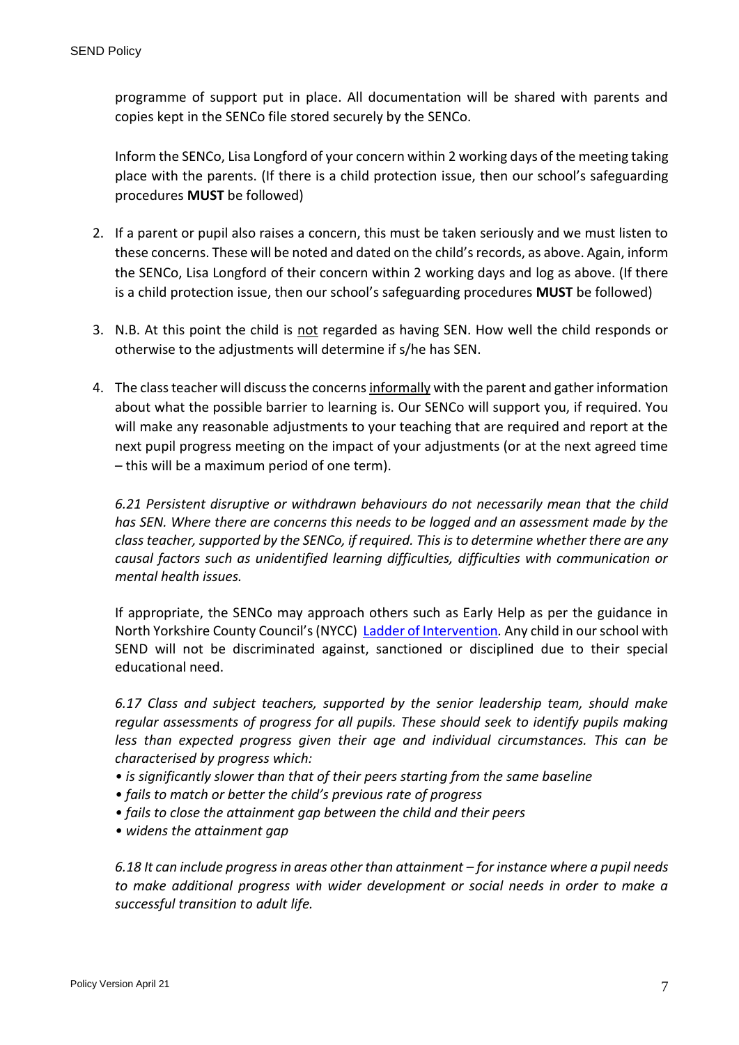programme of support put in place. All documentation will be shared with parents and copies kept in the SENCo file stored securely by the SENCo.

Inform the SENCo, Lisa Longford of your concern within 2 working days of the meeting taking place with the parents. (If there is a child protection issue, then our school's safeguarding procedures **MUST** be followed)

2. If a parent or pupil also raises a concern, this must be taken seriously and we must listen to these concerns. These will be noted and dated on the child's records, as above. Again, inform the SENCo, Lisa Longford of their concern within 2 working days and log as above. (If there is a child protection issue, then our school's safeguarding procedures **MUST** be followed)

3. N.B. At this point the child is not regarded as having SEN. How well the child responds or otherwise to the adjustments will determine if s/he has SEN.

4. The class teacher will discuss the concerns informally with the parent and gather information about what the possible barrier to learning is. Our SENCo will support you, if required. You will make any reasonable adjustments to your teaching that are required and report at the next pupil progress meeting on the impact of your adjustments (or at the next agreed time – this will be a maximum period of one term).

   *6.21 Persistent disruptive or withdrawn behaviours do not necessarily mean that the child has SEN. Where there are concerns this needs to be logged and an assessment made by the class teacher, supported by the SENCo, if required. This is to determine whether there are any causal factors such as unidentified learning difficulties, difficulties with communication or mental health issues.*

   If appropriate, the SENCo may approach others such as Early Help as per the guidance in North Yorkshire County Council's (NYCC) Ladder of Intervention. Any child in our school with SEND will not be discriminated against, sanctioned or disciplined due to their special educational need.

   *6.17 Class and subject teachers, supported by the senior leadership team, should make regular assessments of progress for all pupils. These should seek to identify pupils making less than expected progress given their age and individual circumstances. This can be characterised by progress which:*
   - *is significantly slower than that of their peers starting from the same baseline*
   - *fails to match or better the child's previous rate of progress*
   - *fails to close the attainment gap between the child and their peers*
   - *widens the attainment gap*

   *6.18 It can include progress in areas other than attainment – for instance where a pupil needs to make additional progress with wider development or social needs in order to make a successful transition to adult life.*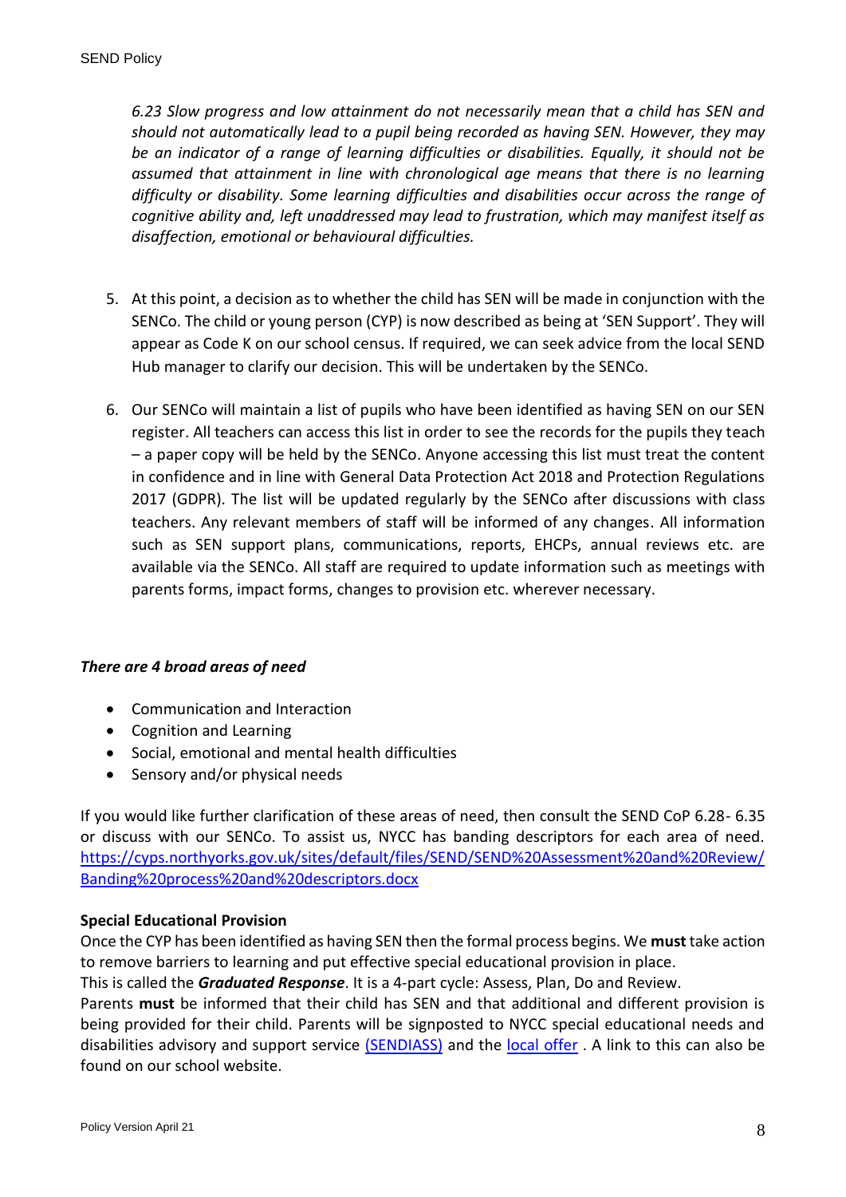*6.23 Slow progress and low attainment do not necessarily mean that a child has SEN and should not automatically lead to a pupil being recorded as having SEN. However, they may be an indicator of a range of learning difficulties or disabilities. Equally, it should not be assumed that attainment in line with chronological age means that there is no learning difficulty or disability. Some learning difficulties and disabilities occur across the range of cognitive ability and, left unaddressed may lead to frustration, which may manifest itself as disaffection, emotional or behavioural difficulties.*

5. At this point, a decision as to whether the child has SEN will be made in conjunction with the SENCo. The child or young person (CYP) is now described as being at 'SEN Support'. They will appear as Code K on our school census. If required, we can seek advice from the local SEND Hub manager to clarify our decision. This will be undertaken by the SENCo.

6. Our SENCo will maintain a list of pupils who have been identified as having SEN on our SEN register. All teachers can access this list in order to see the records for the pupils they teach – a paper copy will be held by the SENCo. Anyone accessing this list must treat the content in confidence and in line with General Data Protection Act 2018 and Protection Regulations 2017 (GDPR). The list will be updated regularly by the SENCo after discussions with class teachers. Any relevant members of staff will be informed of any changes. All information such as SEN support plans, communications, reports, EHCPs, annual reviews etc. are available via the SENCo. All staff are required to update information such as meetings with parents forms, impact forms, changes to provision etc. wherever necessary.

***There are 4 broad areas of need***

- Communication and Interaction
- Cognition and Learning
- Social, emotional and mental health difficulties
- Sensory and/or physical needs

If you would like further clarification of these areas of need, then consult the SEND CoP 6.28- 6.35 or discuss with our SENCo. To assist us, NYCC has banding descriptors for each area of need. https://cyps.northyorks.gov.uk/sites/default/files/SEND/SEND%20Assessment%20and%20Review/Banding%20process%20and%20descriptors.docx

**Special Educational Provision**

Once the CYP has been identified as having SEN then the formal process begins. We **must** take action to remove barriers to learning and put effective special educational provision in place.

This is called the ***Graduated Response***. It is a 4-part cycle: Assess, Plan, Do and Review.

Parents **must** be informed that their child has SEN and that additional and different provision is being provided for their child. Parents will be signposted to NYCC special educational needs and disabilities advisory and support service (SENDIASS) and the local offer . A link to this can also be found on our school website.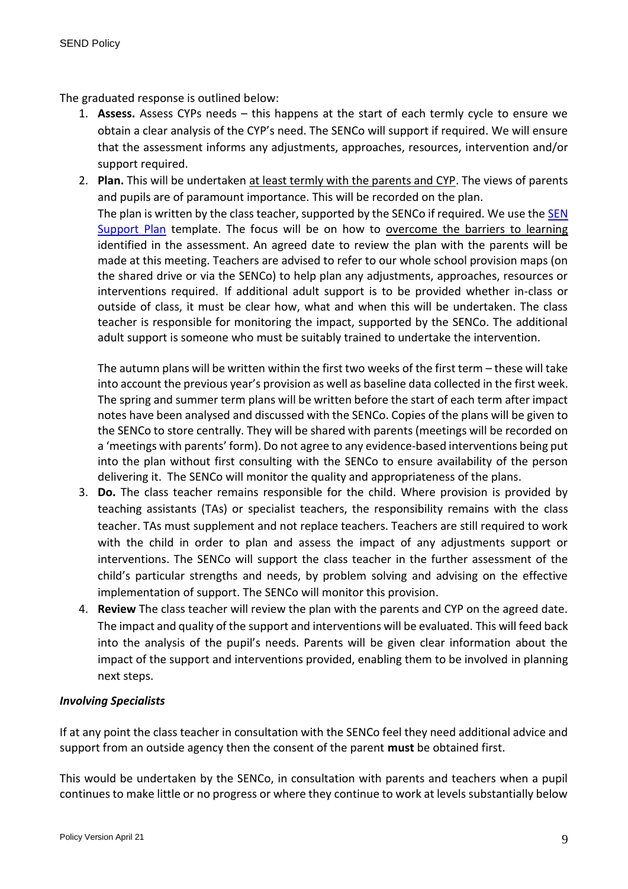The graduated response is outlined below:

1. **Assess.** Assess CYPs needs – this happens at the start of each termly cycle to ensure we obtain a clear analysis of the CYP's need. The SENCo will support if required. We will ensure that the assessment informs any adjustments, approaches, resources, intervention and/or support required.
2. **Plan.** This will be undertaken at least termly with the parents and CYP. The views of parents and pupils are of paramount importance. This will be recorded on the plan.
   The plan is written by the class teacher, supported by the SENCo if required. We use the SEN Support Plan template. The focus will be on how to overcome the barriers to learning identified in the assessment. An agreed date to review the plan with the parents will be made at this meeting. Teachers are advised to refer to our whole school provision maps (on the shared drive or via the SENCo) to help plan any adjustments, approaches, resources or interventions required. If additional adult support is to be provided whether in-class or outside of class, it must be clear how, what and when this will be undertaken. The class teacher is responsible for monitoring the impact, supported by the SENCo. The additional adult support is someone who must be suitably trained to undertake the intervention.

   The autumn plans will be written within the first two weeks of the first term – these will take into account the previous year's provision as well as baseline data collected in the first week. The spring and summer term plans will be written before the start of each term after impact notes have been analysed and discussed with the SENCo. Copies of the plans will be given to the SENCo to store centrally. They will be shared with parents (meetings will be recorded on a 'meetings with parents' form). Do not agree to any evidence-based interventions being put into the plan without first consulting with the SENCo to ensure availability of the person delivering it. The SENCo will monitor the quality and appropriateness of the plans.
3. **Do.** The class teacher remains responsible for the child. Where provision is provided by teaching assistants (TAs) or specialist teachers, the responsibility remains with the class teacher. TAs must supplement and not replace teachers. Teachers are still required to work with the child in order to plan and assess the impact of any adjustments support or interventions. The SENCo will support the class teacher in the further assessment of the child's particular strengths and needs, by problem solving and advising on the effective implementation of support. The SENCo will monitor this provision.
4. **Review** The class teacher will review the plan with the parents and CYP on the agreed date. The impact and quality of the support and interventions will be evaluated. This will feed back into the analysis of the pupil's needs. Parents will be given clear information about the impact of the support and interventions provided, enabling them to be involved in planning next steps.

***Involving Specialists***

If at any point the class teacher in consultation with the SENCo feel they need additional advice and support from an outside agency then the consent of the parent **must** be obtained first.

This would be undertaken by the SENCo, in consultation with parents and teachers when a pupil continues to make little or no progress or where they continue to work at levels substantially below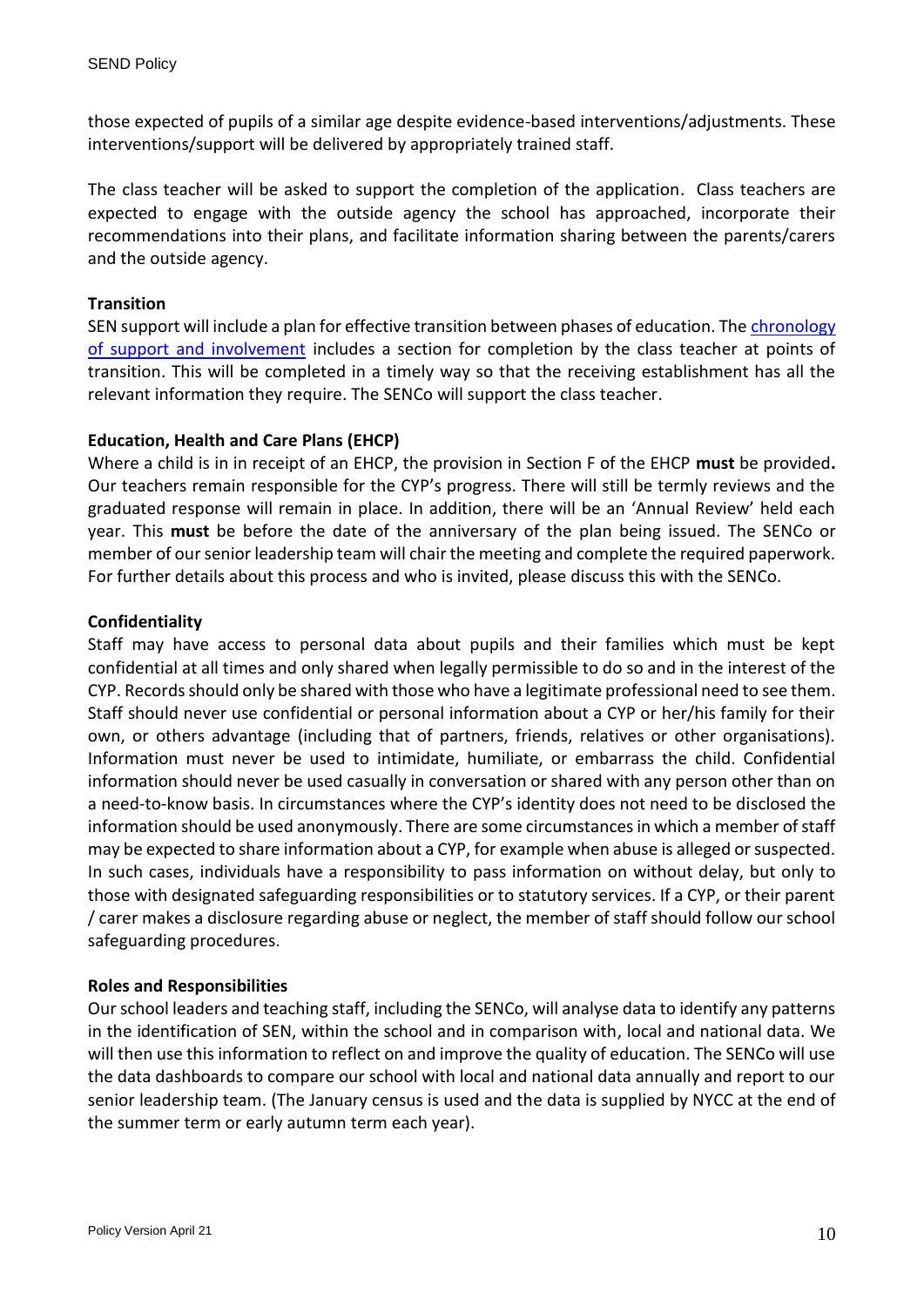those expected of pupils of a similar age despite evidence-based interventions/adjustments. These interventions/support will be delivered by appropriately trained staff.

The class teacher will be asked to support the completion of the application. Class teachers are expected to engage with the outside agency the school has approached, incorporate their recommendations into their plans, and facilitate information sharing between the parents/carers and the outside agency.

**Transition**

SEN support will include a plan for effective transition between phases of education. The chronology of support and involvement includes a section for completion by the class teacher at points of transition. This will be completed in a timely way so that the receiving establishment has all the relevant information they require. The SENCo will support the class teacher.

**Education, Health and Care Plans (EHCP)**

Where a child is in in receipt of an EHCP, the provision in Section F of the EHCP **must** be provided**.** Our teachers remain responsible for the CYP's progress. There will still be termly reviews and the graduated response will remain in place. In addition, there will be an 'Annual Review' held each year. This **must** be before the date of the anniversary of the plan being issued. The SENCo or member of our senior leadership team will chair the meeting and complete the required paperwork. For further details about this process and who is invited, please discuss this with the SENCo.

**Confidentiality**

Staff may have access to personal data about pupils and their families which must be kept confidential at all times and only shared when legally permissible to do so and in the interest of the CYP. Records should only be shared with those who have a legitimate professional need to see them. Staff should never use confidential or personal information about a CYP or her/his family for their own, or others advantage (including that of partners, friends, relatives or other organisations). Information must never be used to intimidate, humiliate, or embarrass the child. Confidential information should never be used casually in conversation or shared with any person other than on a need-to-know basis. In circumstances where the CYP's identity does not need to be disclosed the information should be used anonymously. There are some circumstances in which a member of staff may be expected to share information about a CYP, for example when abuse is alleged or suspected. In such cases, individuals have a responsibility to pass information on without delay, but only to those with designated safeguarding responsibilities or to statutory services. If a CYP, or their parent / carer makes a disclosure regarding abuse or neglect, the member of staff should follow our school safeguarding procedures.

**Roles and Responsibilities**

Our school leaders and teaching staff, including the SENCo, will analyse data to identify any patterns in the identification of SEN, within the school and in comparison with, local and national data. We will then use this information to reflect on and improve the quality of education. The SENCo will use the data dashboards to compare our school with local and national data annually and report to our senior leadership team. (The January census is used and the data is supplied by NYCC at the end of the summer term or early autumn term each year).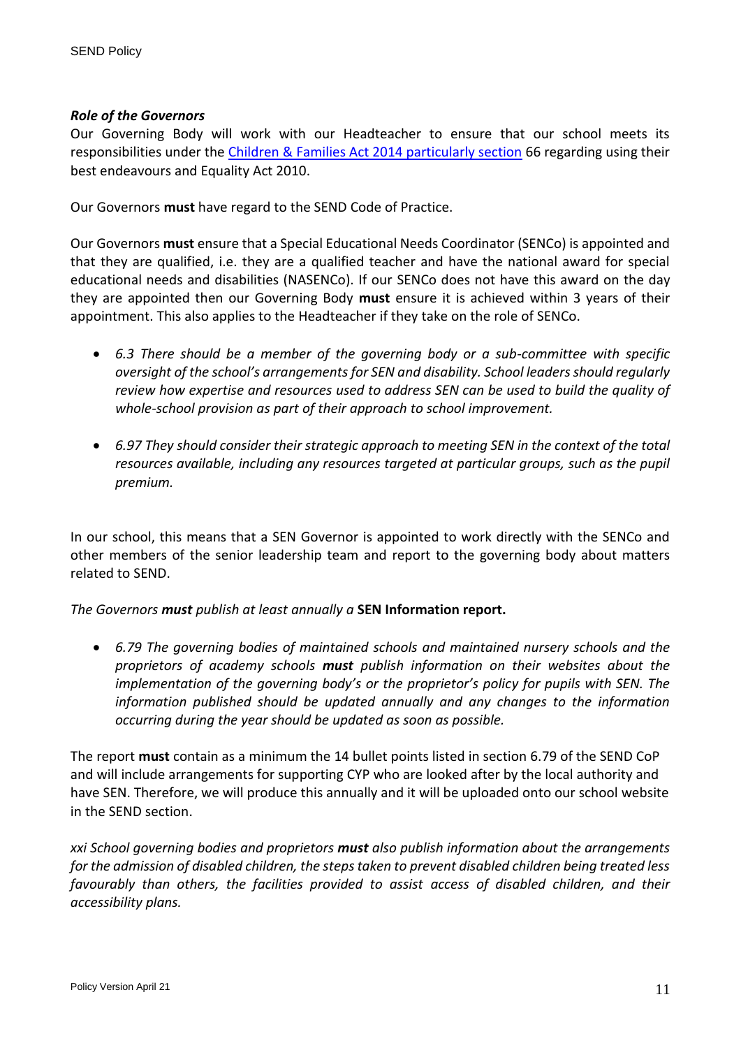***Role of the Governors***

Our Governing Body will work with our Headteacher to ensure that our school meets its responsibilities under the [Children & Families Act 2014 particularly section](#) 66 regarding using their best endeavours and Equality Act 2010.

Our Governors **must** have regard to the SEND Code of Practice.

Our Governors **must** ensure that a Special Educational Needs Coordinator (SENCo) is appointed and that they are qualified, i.e. they are a qualified teacher and have the national award for special educational needs and disabilities (NASENCo). If our SENCo does not have this award on the day they are appointed then our Governing Body **must** ensure it is achieved within 3 years of their appointment. This also applies to the Headteacher if they take on the role of SENCo.

- *6.3 There should be a member of the governing body or a sub-committee with specific oversight of the school's arrangements for SEN and disability. School leaders should regularly review how expertise and resources used to address SEN can be used to build the quality of whole-school provision as part of their approach to school improvement.*

- *6.97 They should consider their strategic approach to meeting SEN in the context of the total resources available, including any resources targeted at particular groups, such as the pupil premium.*

In our school, this means that a SEN Governor is appointed to work directly with the SENCo and other members of the senior leadership team and report to the governing body about matters related to SEND.

*The Governors **must** publish at least annually a* **SEN Information report.**

- *6.79 The governing bodies of maintained schools and maintained nursery schools and the proprietors of academy schools **must** publish information on their websites about the implementation of the governing body's or the proprietor's policy for pupils with SEN. The information published should be updated annually and any changes to the information occurring during the year should be updated as soon as possible.*

The report **must** contain as a minimum the 14 bullet points listed in section 6.79 of the SEND CoP and will include arrangements for supporting CYP who are looked after by the local authority and have SEN. Therefore, we will produce this annually and it will be uploaded onto our school website in the SEND section.

*xxi School governing bodies and proprietors **must** also publish information about the arrangements for the admission of disabled children, the steps taken to prevent disabled children being treated less favourably than others, the facilities provided to assist access of disabled children, and their accessibility plans.*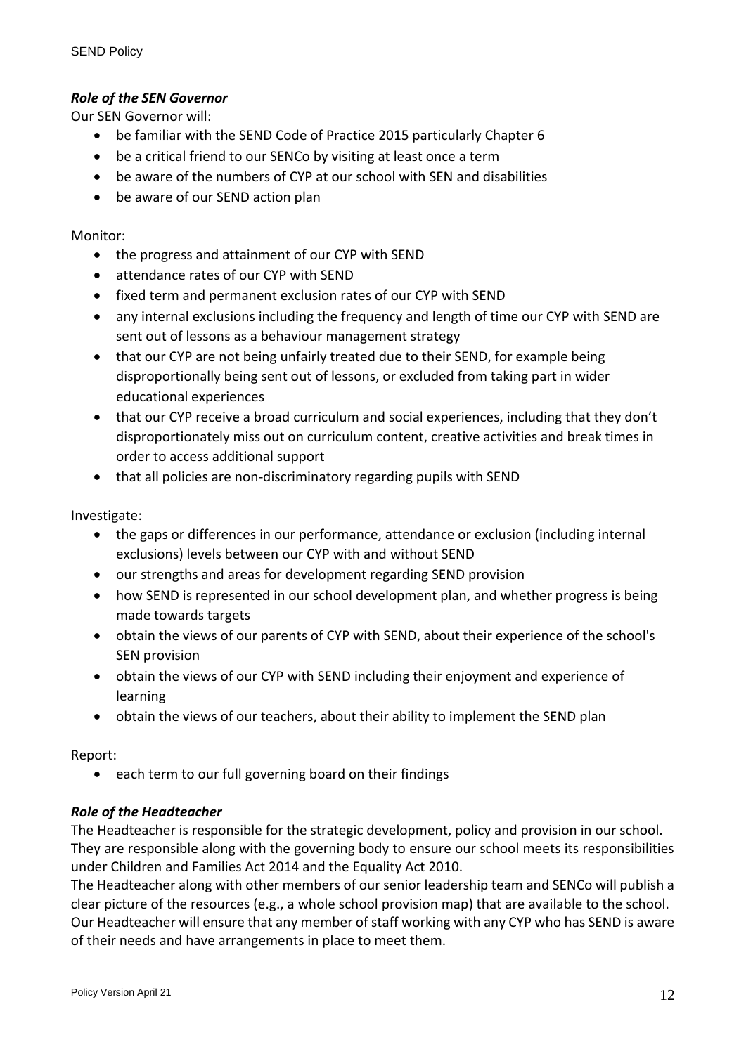### *Role of the SEN Governor*

Our SEN Governor will:

- be familiar with the SEND Code of Practice 2015 particularly Chapter 6
- be a critical friend to our SENCo by visiting at least once a term
- be aware of the numbers of CYP at our school with SEN and disabilities
- be aware of our SEND action plan

Monitor:

- the progress and attainment of our CYP with SEND
- attendance rates of our CYP with SEND
- fixed term and permanent exclusion rates of our CYP with SEND
- any internal exclusions including the frequency and length of time our CYP with SEND are sent out of lessons as a behaviour management strategy
- that our CYP are not being unfairly treated due to their SEND, for example being disproportionally being sent out of lessons, or excluded from taking part in wider educational experiences
- that our CYP receive a broad curriculum and social experiences, including that they don't disproportionately miss out on curriculum content, creative activities and break times in order to access additional support
- that all policies are non-discriminatory regarding pupils with SEND

Investigate:

- the gaps or differences in our performance, attendance or exclusion (including internal exclusions) levels between our CYP with and without SEND
- our strengths and areas for development regarding SEND provision
- how SEND is represented in our school development plan, and whether progress is being made towards targets
- obtain the views of our parents of CYP with SEND, about their experience of the school's SEN provision
- obtain the views of our CYP with SEND including their enjoyment and experience of learning
- obtain the views of our teachers, about their ability to implement the SEND plan

Report:

- each term to our full governing board on their findings

### *Role of the Headteacher*

The Headteacher is responsible for the strategic development, policy and provision in our school. They are responsible along with the governing body to ensure our school meets its responsibilities under Children and Families Act 2014 and the Equality Act 2010.

The Headteacher along with other members of our senior leadership team and SENCo will publish a clear picture of the resources (e.g., a whole school provision map) that are available to the school. Our Headteacher will ensure that any member of staff working with any CYP who has SEND is aware of their needs and have arrangements in place to meet them.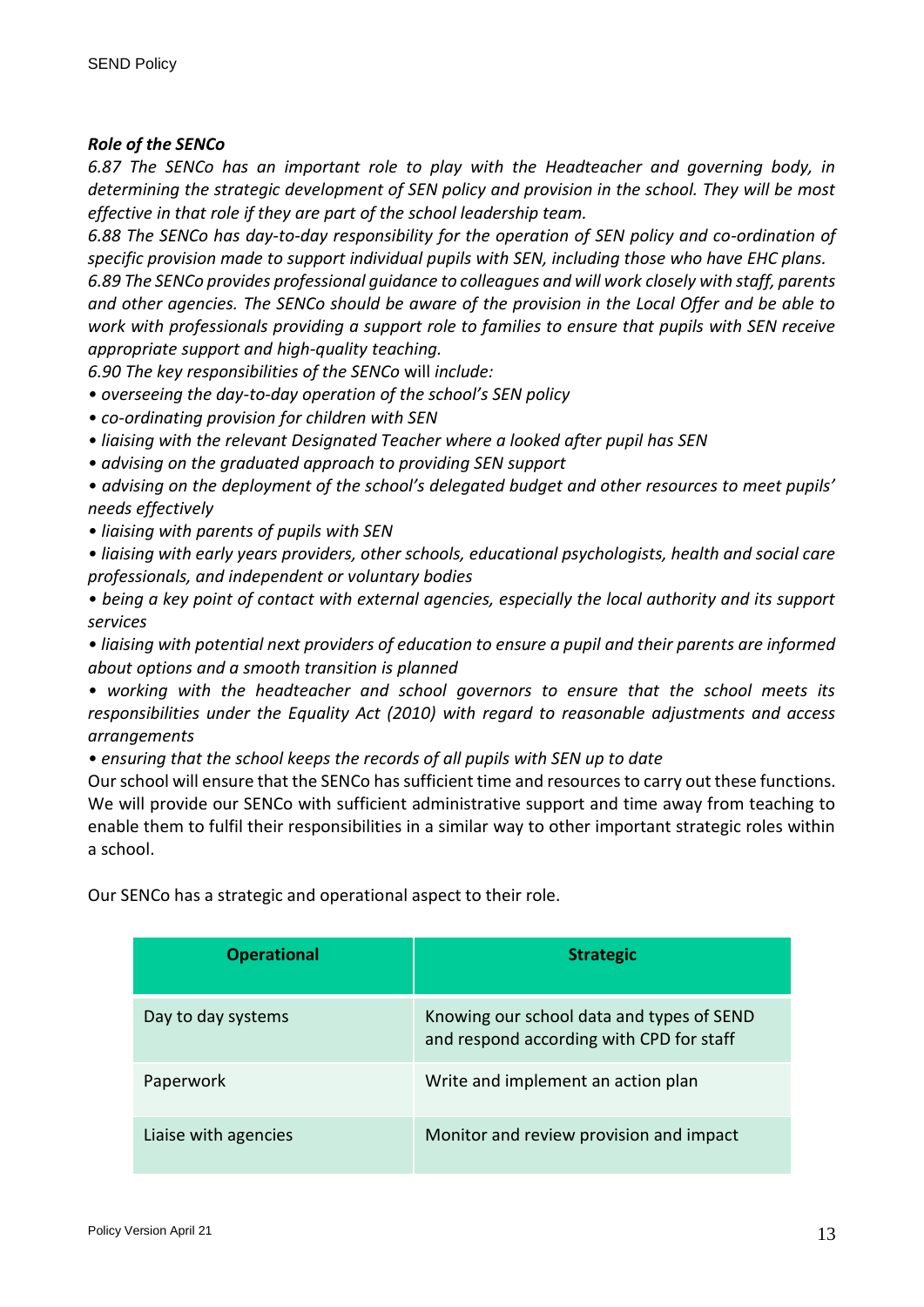### ***Role of the SENCo***

*6.87 The SENCo has an important role to play with the Headteacher and governing body, in determining the strategic development of SEN policy and provision in the school. They will be most effective in that role if they are part of the school leadership team.*

*6.88 The SENCo has day-to-day responsibility for the operation of SEN policy and co-ordination of specific provision made to support individual pupils with SEN, including those who have EHC plans.*

*6.89 The SENCo provides professional guidance to colleagues and will work closely with staff, parents and other agencies. The SENCo should be aware of the provision in the Local Offer and be able to work with professionals providing a support role to families to ensure that pupils with SEN receive appropriate support and high-quality teaching.*

*6.90 The key responsibilities of the SENCo* will *include:*

- *overseeing the day-to-day operation of the school's SEN policy*
- *co-ordinating provision for children with SEN*
- *liaising with the relevant Designated Teacher where a looked after pupil has SEN*
- *advising on the graduated approach to providing SEN support*
- *advising on the deployment of the school's delegated budget and other resources to meet pupils' needs effectively*
- *liaising with parents of pupils with SEN*
- *liaising with early years providers, other schools, educational psychologists, health and social care professionals, and independent or voluntary bodies*
- *being a key point of contact with external agencies, especially the local authority and its support services*
- *liaising with potential next providers of education to ensure a pupil and their parents are informed about options and a smooth transition is planned*
- *working with the headteacher and school governors to ensure that the school meets its responsibilities under the Equality Act (2010) with regard to reasonable adjustments and access arrangements*
- *ensuring that the school keeps the records of all pupils with SEN up to date*

Our school will ensure that the SENCo has sufficient time and resources to carry out these functions. We will provide our SENCo with sufficient administrative support and time away from teaching to enable them to fulfil their responsibilities in a similar way to other important strategic roles within a school.

Our SENCo has a strategic and operational aspect to their role.

| **Operational** | **Strategic** |
|---|---|
| Day to day systems | Knowing our school data and types of SEND and respond according with CPD for staff |
| Paperwork | Write and implement an action plan |
| Liaise with agencies | Monitor and review provision and impact |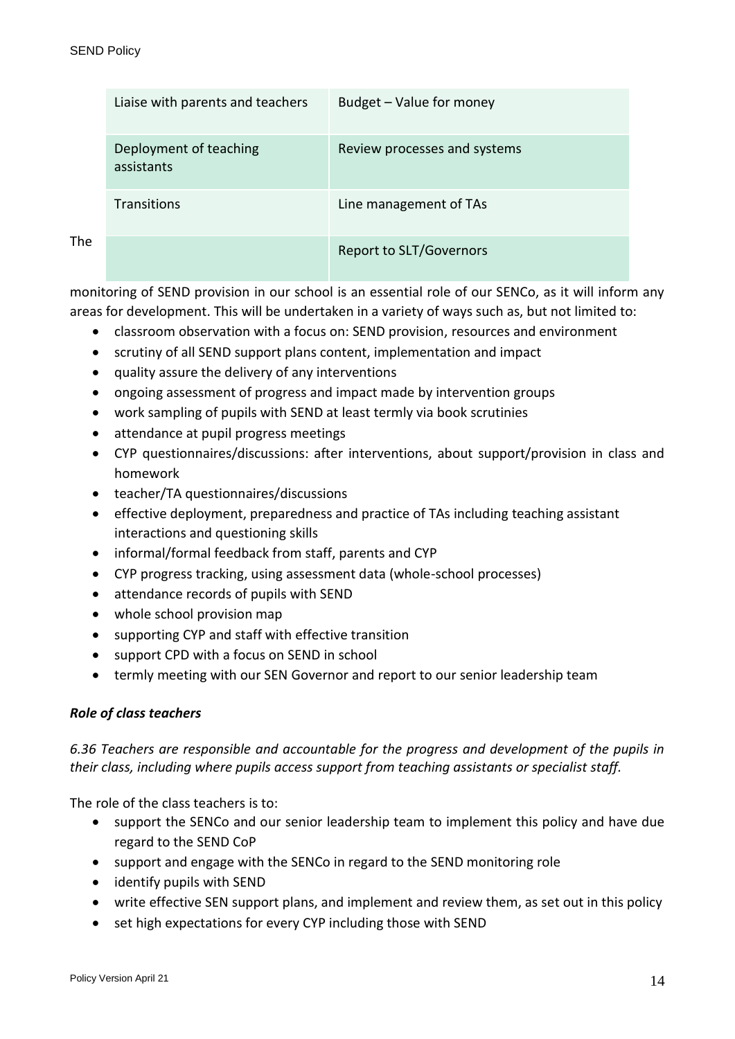| Liaise with parents and teachers | Budget – Value for money |
| --- | --- |
| Deployment of teaching assistants | Review processes and systems |
| Transitions | Line management of TAs |
| | Report to SLT/Governors |

The monitoring of SEND provision in our school is an essential role of our SENCo, as it will inform any areas for development. This will be undertaken in a variety of ways such as, but not limited to:

- classroom observation with a focus on: SEND provision, resources and environment
- scrutiny of all SEND support plans content, implementation and impact
- quality assure the delivery of any interventions
- ongoing assessment of progress and impact made by intervention groups
- work sampling of pupils with SEND at least termly via book scrutinies
- attendance at pupil progress meetings
- CYP questionnaires/discussions: after interventions, about support/provision in class and homework
- teacher/TA questionnaires/discussions
- effective deployment, preparedness and practice of TAs including teaching assistant interactions and questioning skills
- informal/formal feedback from staff, parents and CYP
- CYP progress tracking, using assessment data (whole-school processes)
- attendance records of pupils with SEND
- whole school provision map
- supporting CYP and staff with effective transition
- support CPD with a focus on SEND in school
- termly meeting with our SEN Governor and report to our senior leadership team

***Role of class teachers***

*6.36 Teachers are responsible and accountable for the progress and development of the pupils in their class, including where pupils access support from teaching assistants or specialist staff.*

The role of the class teachers is to:

- support the SENCo and our senior leadership team to implement this policy and have due regard to the SEND CoP
- support and engage with the SENCo in regard to the SEND monitoring role
- identify pupils with SEND
- write effective SEN support plans, and implement and review them, as set out in this policy
- set high expectations for every CYP including those with SEND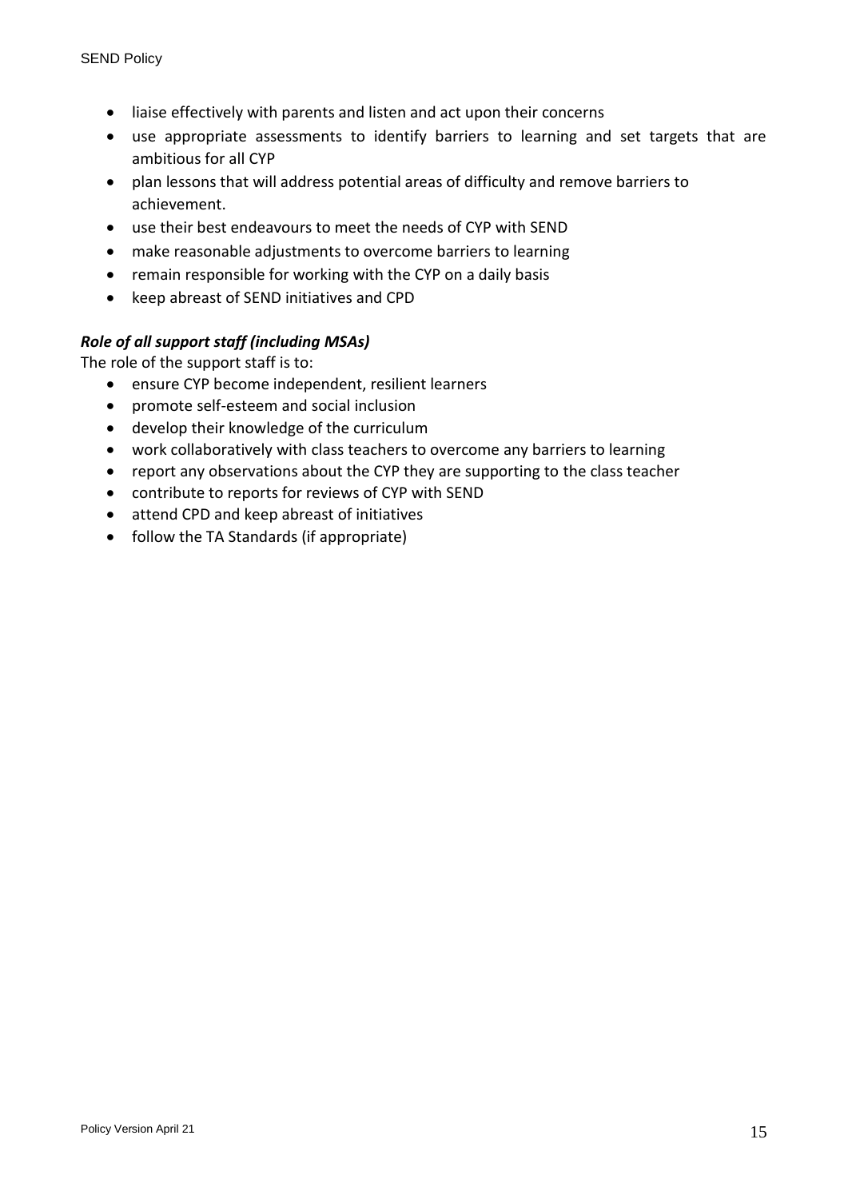- liaise effectively with parents and listen and act upon their concerns
- use appropriate assessments to identify barriers to learning and set targets that are ambitious for all CYP
- plan lessons that will address potential areas of difficulty and remove barriers to achievement.
- use their best endeavours to meet the needs of CYP with SEND
- make reasonable adjustments to overcome barriers to learning
- remain responsible for working with the CYP on a daily basis
- keep abreast of SEND initiatives and CPD

***Role of all support staff (including MSAs)***

The role of the support staff is to:

- ensure CYP become independent, resilient learners
- promote self-esteem and social inclusion
- develop their knowledge of the curriculum
- work collaboratively with class teachers to overcome any barriers to learning
- report any observations about the CYP they are supporting to the class teacher
- contribute to reports for reviews of CYP with SEND
- attend CPD and keep abreast of initiatives
- follow the TA Standards (if appropriate)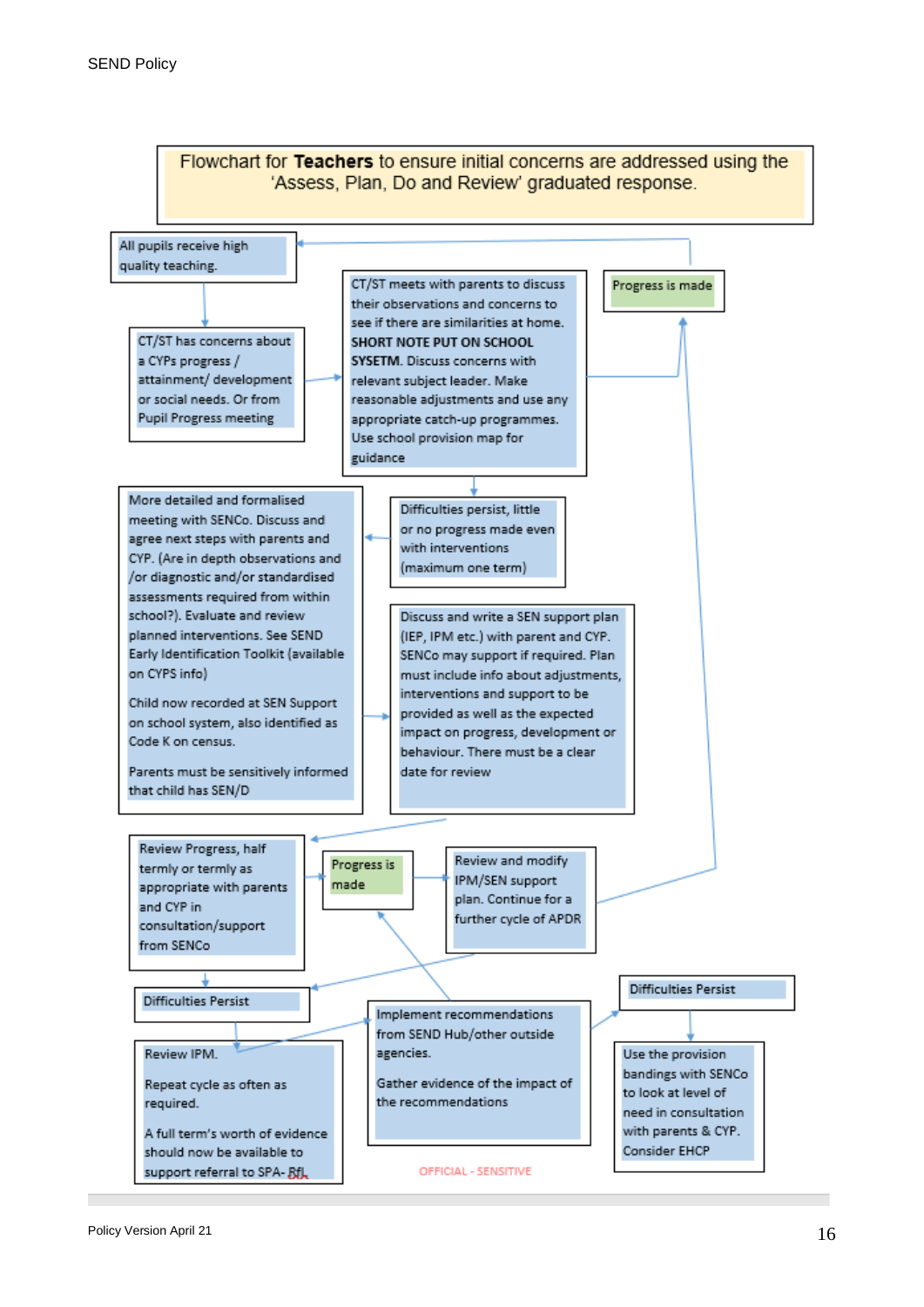Flowchart for **Teachers** to ensure initial concerns are addressed using the 'Assess, Plan, Do and Review' graduated response.

All pupils receive high quality teaching.

CT/ST has concerns about a CYPs progress / attainment/ development or social needs. Or from Pupil Progress meeting

CT/ST meets with parents to discuss their observations and concerns to see if there are similarities at home. **SHORT NOTE PUT ON SCHOOL SYSETM.** Discuss concerns with relevant subject leader. Make reasonable adjustments and use any appropriate catch-up programmes. Use school provision map for guidance

Progress is made

Difficulties persist, little or no progress made even with interventions (maximum one term)

More detailed and formalised meeting with SENCo. Discuss and agree next steps with parents and CYP. (Are in depth observations and /or diagnostic and/or standardised assessments required from within school?). Evaluate and review planned interventions. See SEND Early Identification Toolkit (available on CYPS info)

Child now recorded at SEN Support on school system, also identified as Code K on census.

Parents must be sensitively informed that child has SEN/D

Discuss and write a SEN support plan (IEP, IPM etc.) with parent and CYP. SENCo may support if required. Plan must include info about adjustments, interventions and support to be provided as well as the expected impact on progress, development or behaviour. There must be a clear date for review

Review Progress, half termly or termly as appropriate with parents and CYP in consultation/support from SENCo

Progress is made

Review and modify IPM/SEN support plan. Continue for a further cycle of APDR

Difficulties Persist

Review IPM.

Repeat cycle as often as required.

A full term's worth of evidence should now be available to support referral to SPA- BfL

Implement recommendations from SEND Hub/other outside agencies.

Gather evidence of the impact of the recommendations

Difficulties Persist

Use the provision bandings with SENCo to look at level of need in consultation with parents & CYP. Consider EHCP

OFFICIAL - SENSITIVE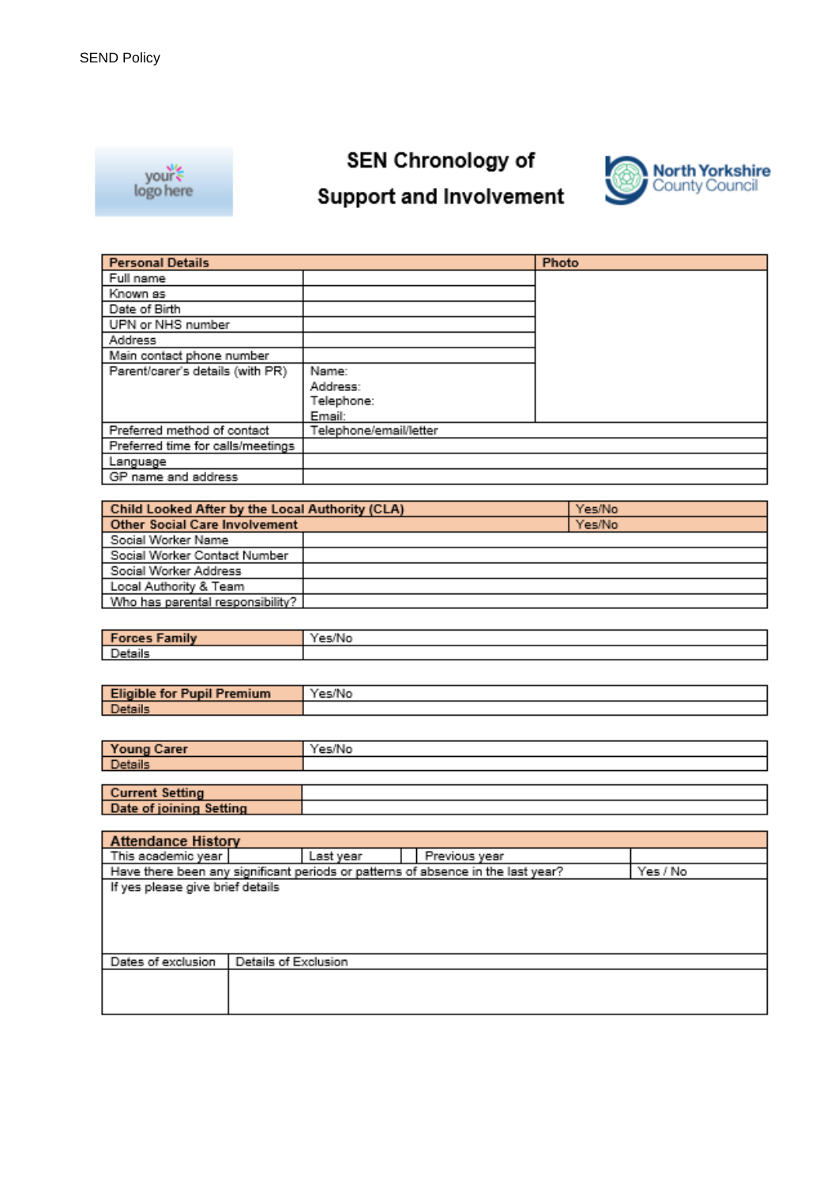# SEN Chronology of Support and Involvement

| Personal Details | | Photo |
|---|---|---|
| Full name | | |
| Known as | | |
| Date of Birth | | |
| UPN or NHS number | | |
| Address | | |
| Main contact phone number | | |
| Parent/carer's details (with PR) | Name:<br>Address:<br>Telephone:<br>Email: | |
| Preferred method of contact | Telephone/email/letter | |
| Preferred time for calls/meetings | | |
| Language | | |
| GP name and address | | |

| Child Looked After by the Local Authority (CLA) | Yes/No |
|---|---|
| Other Social Care Involvement | Yes/No |
| Social Worker Name | |
| Social Worker Contact Number | |
| Social Worker Address | |
| Local Authority & Team | |
| Who has parental responsibility? | |

| Forces Family | Yes/No |
|---|---|
| Details | |

| Eligible for Pupil Premium | Yes/No |
|---|---|
| Details | |

| Young Carer | Yes/No |
|---|---|
| Details | |

| Current Setting | |
|---|---|
| Date of joining Setting | |

| Attendance History | | | | | |
|---|---|---|---|---|---|
| This academic year | | Last year | | Previous year | |
| Have there been any significant periods or patterns of absence in the last year? | | | | | Yes / No |
| If yes please give brief details | | | | | |
| Dates of exclusion | Details of Exclusion | | | | |
| | | | | | |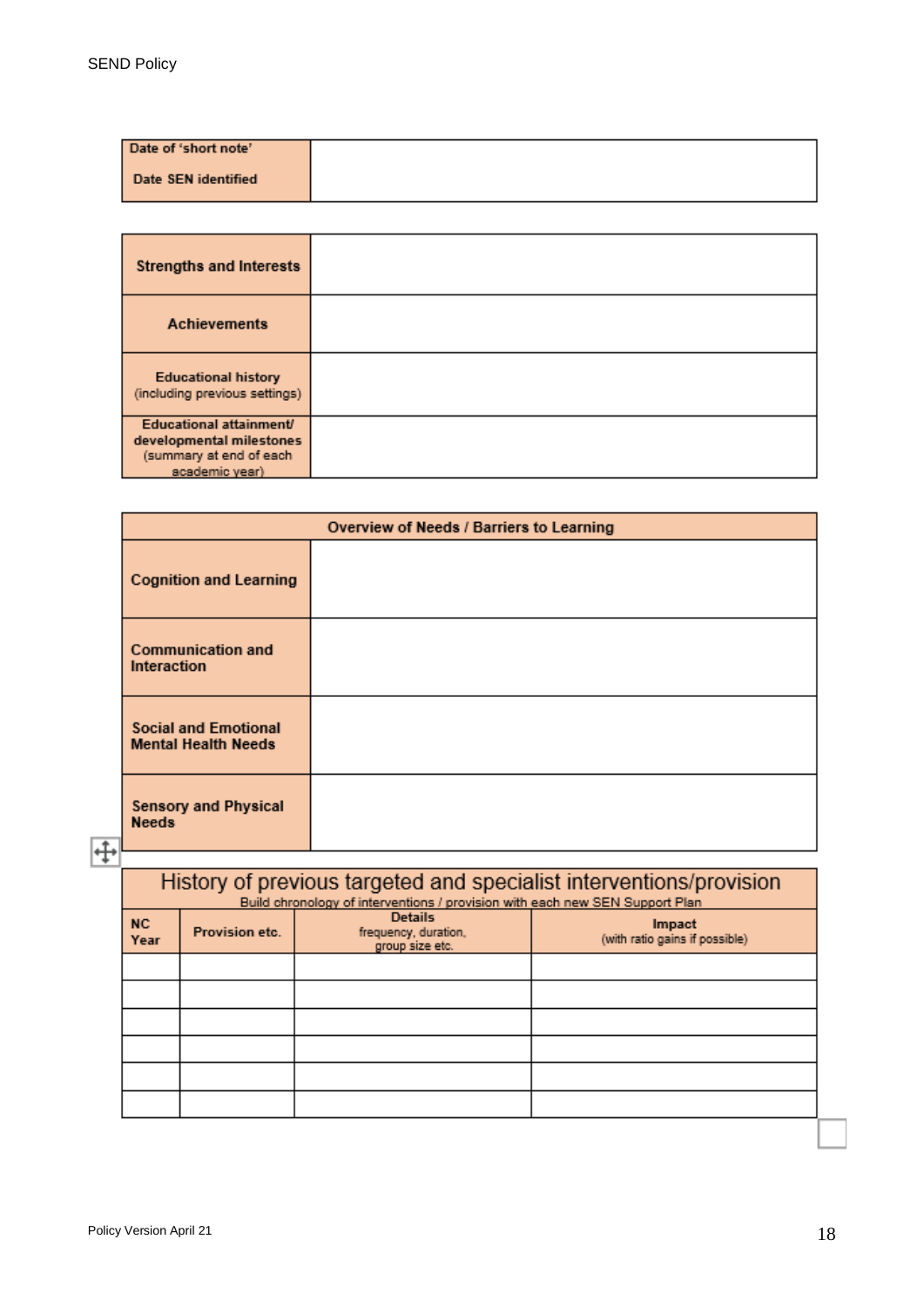| Date of 'short note'<br><br>Date SEN identified | |
|---|---|

| Strengths and Interests | |
|---|---|
| Achievements | |
| Educational history (including previous settings) | |
| Educational attainment/ developmental milestones (summary at end of each academic year) | |

| Overview of Needs / Barriers to Learning | |
|---|---|
| Cognition and Learning | |
| Communication and Interaction | |
| Social and Emotional Mental Health Needs | |
| Sensory and Physical Needs | |

| History of previous targeted and specialist interventions/provision<br>Build chronology of interventions / provision with each new SEN Support Plan | | | |
|---|---|---|---|
| NC Year | Provision etc. | Details<br>frequency, duration, group size etc. | Impact<br>(with ratio gains if possible) |
| | | | |
| | | | |
| | | | |
| | | | |
| | | | |
| | | | |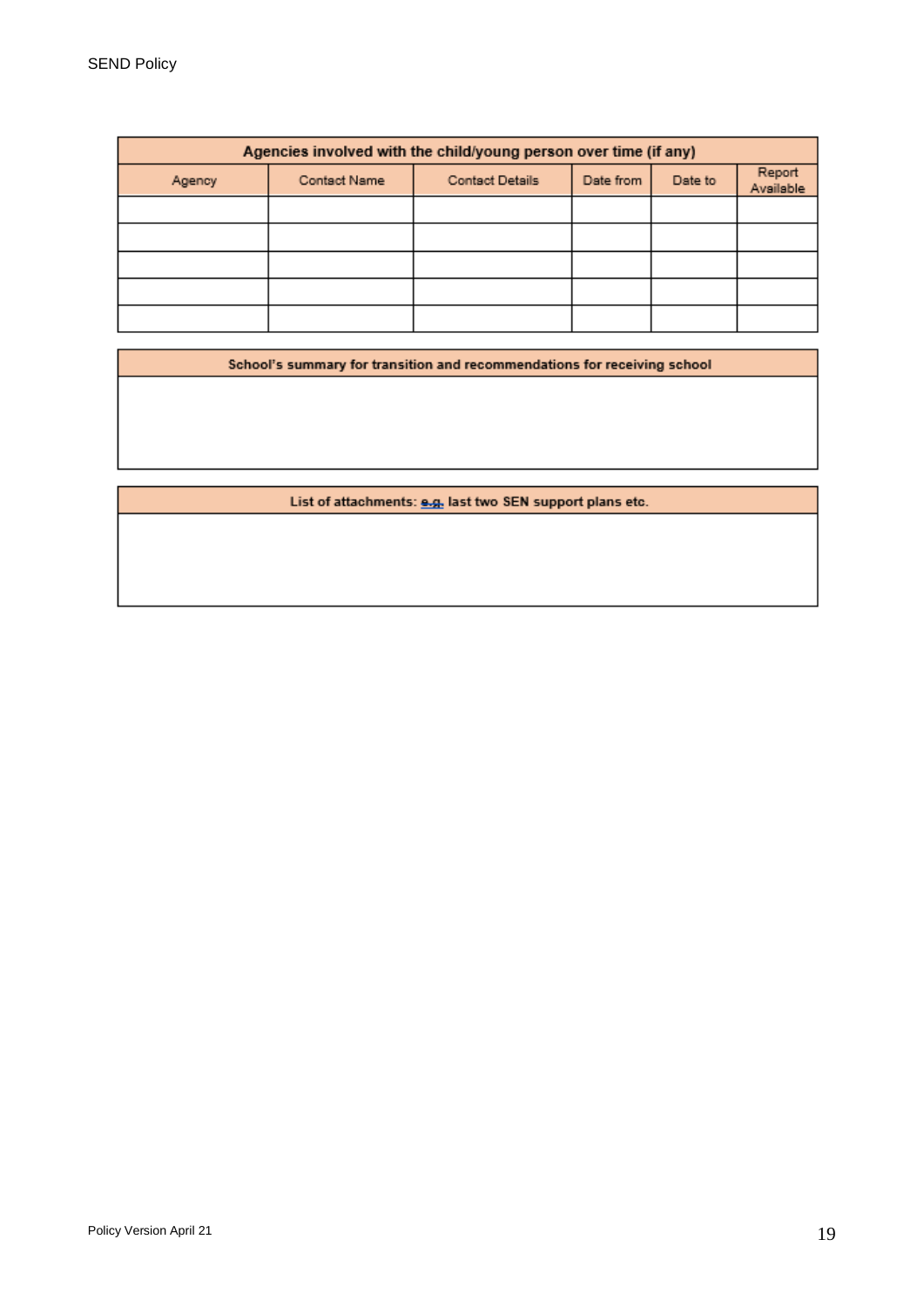| Agencies involved with the child/young person over time (if any) | | | | | |
|---|---|---|---|---|---|
| Agency | Contact Name | Contact Details | Date from | Date to | Report Available |
| | | | | | |
| | | | | | |
| | | | | | |
| | | | | | |
| | | | | | |

| School's summary for transition and recommendations for receiving school |
|---|
| |

| List of attachments: e.g. last two SEN support plans etc. |
|---|
| |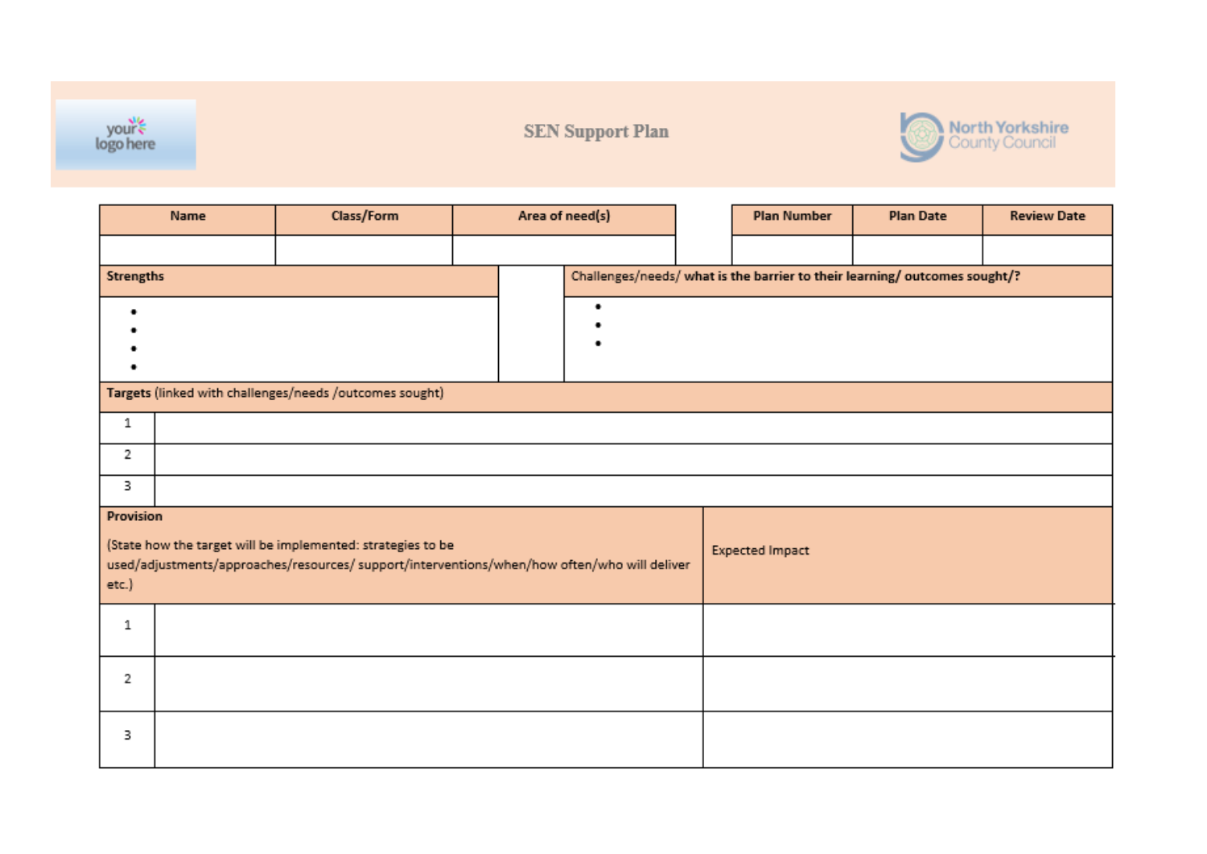your logo here

# SEN Support Plan

North Yorkshire County Council

| Name | Class/Form | Area of need(s) | | Plan Number | Plan Date | Review Date |
|---|---|---|---|---|---|---|
| | | | | | | |

| Strengths | | Challenges/needs/ what is the barrier to their learning/ outcomes sought/? |
|---|---|---|
| •<br>•<br>•<br>• | | •<br>•<br>• |

| **Targets** (linked with challenges/needs /outcomes sought) | |
|---|---|
| 1 | |
| 2 | |
| 3 | |

| **Provision**<br><br>(State how the target will be implemented: strategies to be used/adjustments/approaches/resources/ support/interventions/when/how often/who will deliver etc.) | | Expected Impact |
|---|---|---|
| 1 | | |
| 2 | | |
| 3 | | |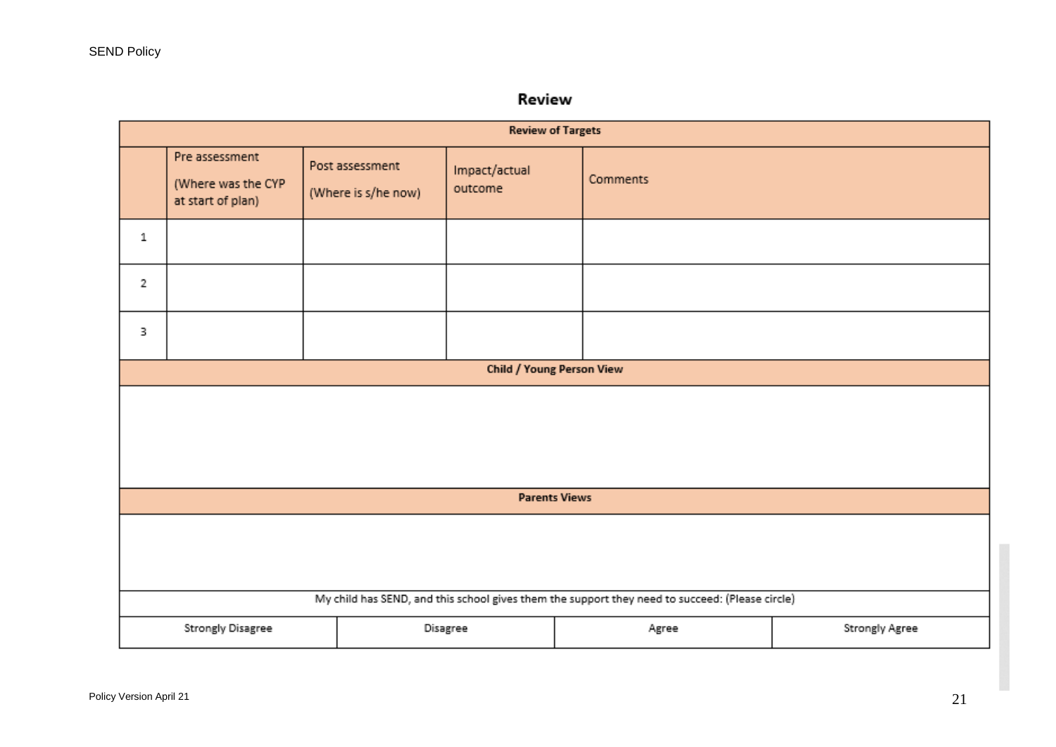# Review

| Review of Targets | | | | |
|---|---|---|---|---|
| | Pre assessment (Where was the CYP at start of plan) | Post assessment (Where is s/he now) | Impact/actual outcome | Comments |
| 1 | | | | |
| 2 | | | | |
| 3 | | | | |

| Child / Young Person View |
|---|
| |

| Parents Views | | | |
|---|---|---|---|
| | | | |
| My child has SEND, and this school gives them the support they need to succeed: (Please circle) | | | |
| Strongly Disagree | Disagree | Agree | Strongly Agree |